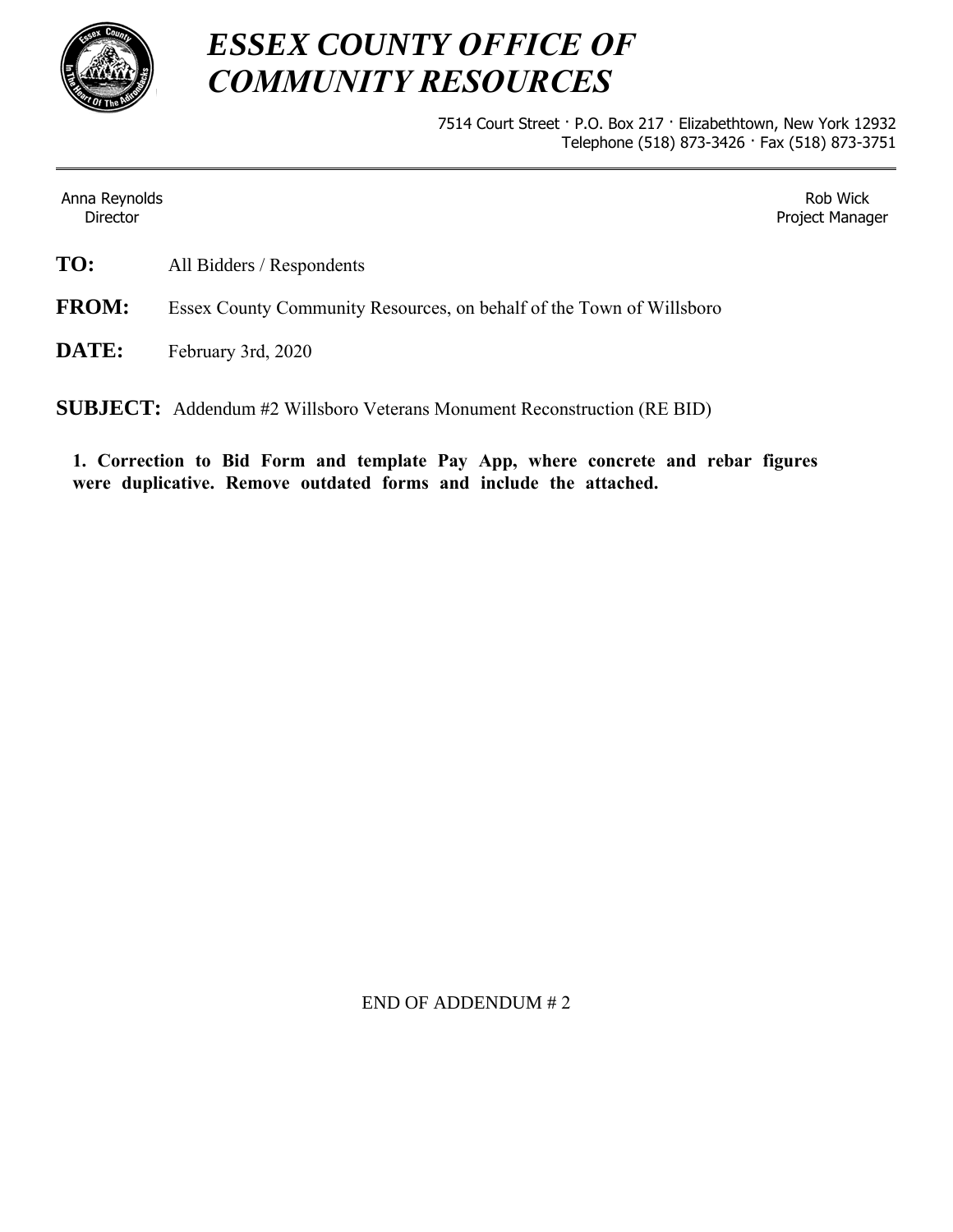# *ESSEX COUNTY OFFICE OF COMMUNITY RESOURCES*

7514 Court Street · P.O. Box 217 · Elizabethtown, New York 12932
Telephone (518) 873-3426 · Fax (518) 873-3751

---

Anna Reynolds
Director

Rob Wick
Project Manager

**TO:** All Bidders / Respondents

**FROM:** Essex County Community Resources, on behalf of the Town of Willsboro

**DATE:** February 3rd, 2020

**SUBJECT:** Addendum #2 Willsboro Veterans Monument Reconstruction (RE BID)

**1. Correction to Bid Form and template Pay App, where concrete and rebar figures were duplicative. Remove outdated forms and include the attached.**

END OF ADDENDUM # 2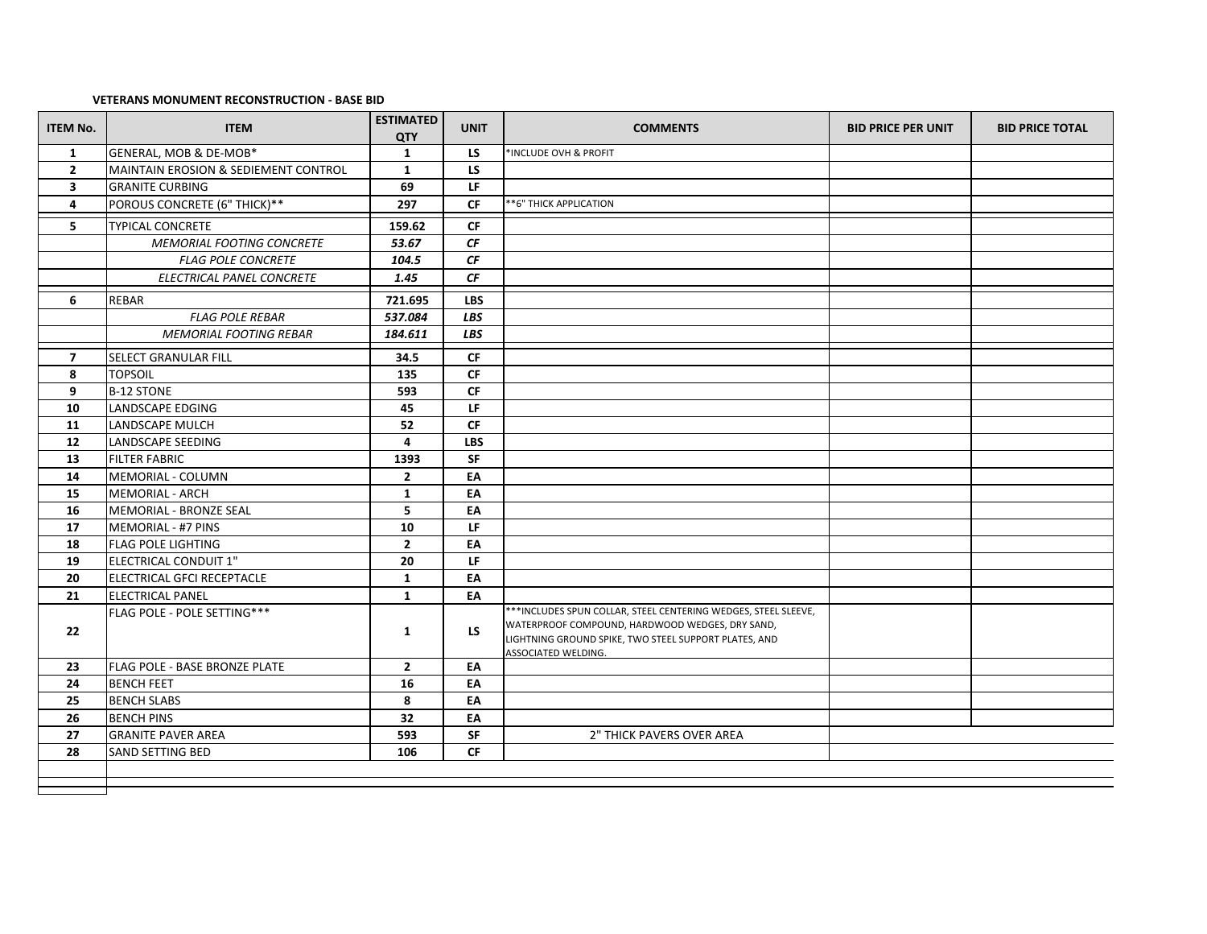**VETERANS MONUMENT RECONSTRUCTION - BASE BID**

| ITEM No. | ITEM | ESTIMATED QTY | UNIT | COMMENTS | BID PRICE PER UNIT | BID PRICE TOTAL |
|---|---|---|---|---|---|---|
| 1 | GENERAL, MOB & DE-MOB* | 1 | LS | *INCLUDE OVH & PROFIT | | |
| 2 | MAINTAIN EROSION & SEDIEMENT CONTROL | 1 | LS | | | |
| 3 | GRANITE CURBING | 69 | LF | | | |
| 4 | POROUS CONCRETE (6" THICK)** | 297 | CF | **6" THICK APPLICATION | | |
| 5 | TYPICAL CONCRETE | 159.62 | CF | | | |
| | *MEMORIAL FOOTING CONCRETE* | *53.67* | *CF* | | | |
| | *FLAG POLE CONCRETE* | *104.5* | *CF* | | | |
| | *ELECTRICAL PANEL CONCRETE* | *1.45* | *CF* | | | |
| 6 | REBAR | 721.695 | LBS | | | |
| | *FLAG POLE REBAR* | *537.084* | *LBS* | | | |
| | *MEMORIAL FOOTING REBAR* | *184.611* | *LBS* | | | |
| 7 | SELECT GRANULAR FILL | 34.5 | CF | | | |
| 8 | TOPSOIL | 135 | CF | | | |
| 9 | B-12 STONE | 593 | CF | | | |
| 10 | LANDSCAPE EDGING | 45 | LF | | | |
| 11 | LANDSCAPE MULCH | 52 | CF | | | |
| 12 | LANDSCAPE SEEDING | 4 | LBS | | | |
| 13 | FILTER FABRIC | 1393 | SF | | | |
| 14 | MEMORIAL - COLUMN | 2 | EA | | | |
| 15 | MEMORIAL - ARCH | 1 | EA | | | |
| 16 | MEMORIAL - BRONZE SEAL | 5 | EA | | | |
| 17 | MEMORIAL - #7 PINS | 10 | LF | | | |
| 18 | FLAG POLE LIGHTING | 2 | EA | | | |
| 19 | ELECTRICAL CONDUIT 1" | 20 | LF | | | |
| 20 | ELECTRICAL GFCI RECEPTACLE | 1 | EA | | | |
| 21 | ELECTRICAL PANEL | 1 | EA | | | |
| 22 | FLAG POLE - POLE SETTING*** | 1 | LS | ***INCLUDES SPUN COLLAR, STEEL CENTERING WEDGES, STEEL SLEEVE, WATERPROOF COMPOUND, HARDWOOD WEDGES, DRY SAND, LIGHTNING GROUND SPIKE, TWO STEEL SUPPORT PLATES, AND ASSOCIATED WELDING. | | |
| 23 | FLAG POLE - BASE BRONZE PLATE | 2 | EA | | | |
| 24 | BENCH FEET | 16 | EA | | | |
| 25 | BENCH SLABS | 8 | EA | | | |
| 26 | BENCH PINS | 32 | EA | | | |
| 27 | GRANITE PAVER AREA | 593 | SF | 2" THICK PAVERS OVER AREA | | |
| 28 | SAND SETTING BED | 106 | CF | | | |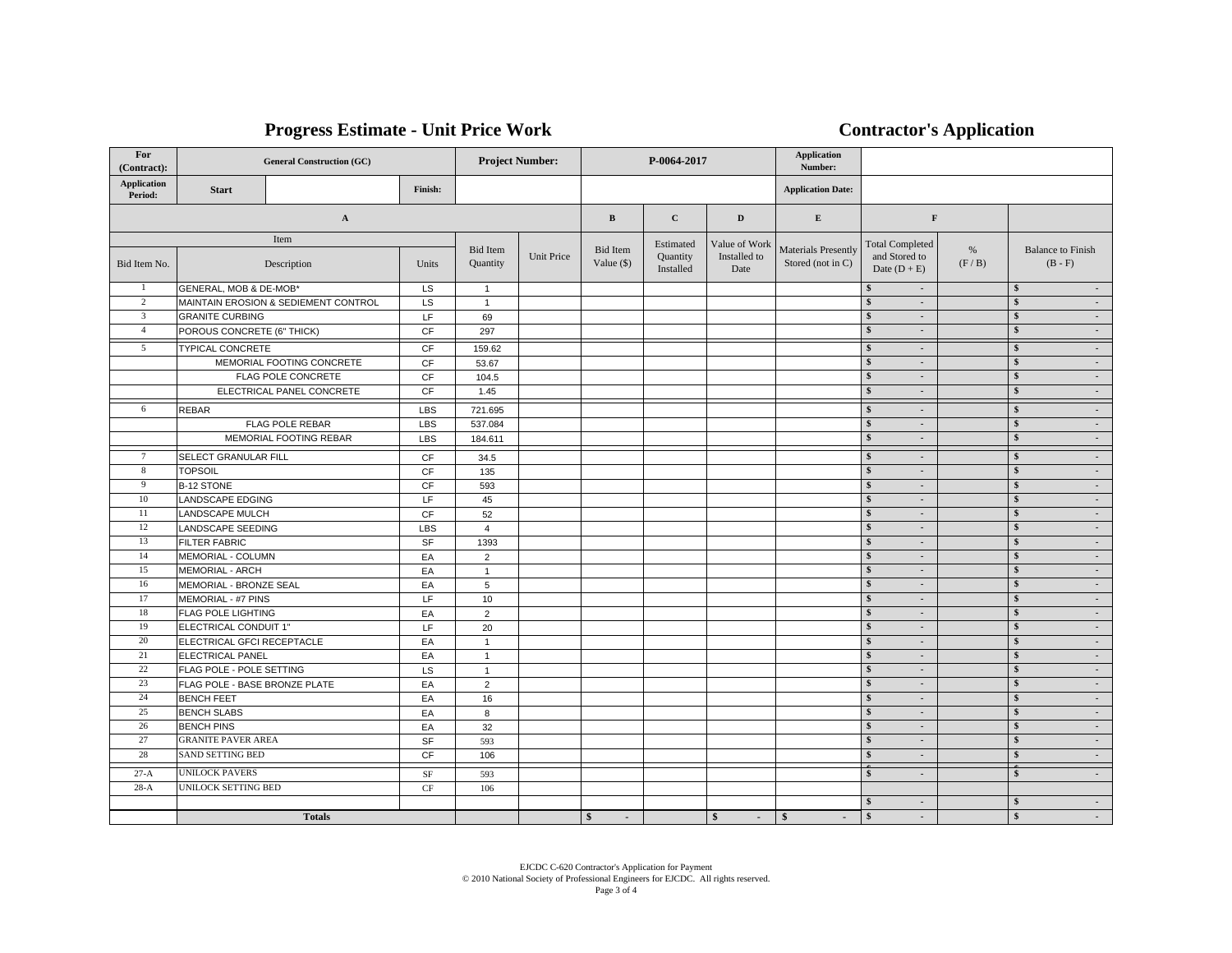# Progress Estimate - Unit Price Work

# Contractor's Application

| For (Contract): | General Construction (GC) | | | Project Number: | | P-0064-2017 | | | Application Number: | | | |
|---|---|---|---|---|---|---|---|---|---|---|---|---|
| Application Period: | Start | | Finish: | | | | | | Application Date: | | | |
| A | | | | | | B | C | D | E | F | | |
| | Item | | | | | | | | | | | |
| Bid Item No. | Description | | Units | Bid Item Quantity | Unit Price | Bid Item Value ($) | Estimated Quantity Installed | Value of Work Installed to Date | Materials Presently Stored (not in C) | Total Completed and Stored to Date (D + E) | % (F / B) | Balance to Finish (B - F) |
| 1 | GENERAL, MOB & DE-MOB* | | LS | 1 | | | | | | $ - | | $ - |
| 2 | MAINTAIN EROSION & SEDIEMENT CONTROL | | LS | 1 | | | | | | $ - | | $ - |
| 3 | GRANITE CURBING | | LF | 69 | | | | | | $ - | | $ - |
| 4 | POROUS CONCRETE (6" THICK) | | CF | 297 | | | | | | $ - | | $ - |
| 5 | TYPICAL CONCRETE | | CF | 159.62 | | | | | | $ - | | $ - |
| | MEMORIAL FOOTING CONCRETE | | CF | 53.67 | | | | | | $ - | | $ - |
| | FLAG POLE CONCRETE | | CF | 104.5 | | | | | | $ - | | $ - |
| | ELECTRICAL PANEL CONCRETE | | CF | 1.45 | | | | | | $ - | | $ - |
| 6 | REBAR | | LBS | 721.695 | | | | | | $ - | | $ - |
| | FLAG POLE REBAR | | LBS | 537.084 | | | | | | $ - | | $ - |
| | MEMORIAL FOOTING REBAR | | LBS | 184.611 | | | | | | $ - | | $ - |
| 7 | SELECT GRANULAR FILL | | CF | 34.5 | | | | | | $ - | | $ - |
| 8 | TOPSOIL | | CF | 135 | | | | | | $ - | | $ - |
| 9 | B-12 STONE | | CF | 593 | | | | | | $ - | | $ - |
| 10 | LANDSCAPE EDGING | | LF | 45 | | | | | | $ - | | $ - |
| 11 | LANDSCAPE MULCH | | CF | 52 | | | | | | $ - | | $ - |
| 12 | LANDSCAPE SEEDING | | LBS | 4 | | | | | | $ - | | $ - |
| 13 | FILTER FABRIC | | SF | 1393 | | | | | | $ - | | $ - |
| 14 | MEMORIAL - COLUMN | | EA | 2 | | | | | | $ - | | $ - |
| 15 | MEMORIAL - ARCH | | EA | 1 | | | | | | $ - | | $ - |
| 16 | MEMORIAL - BRONZE SEAL | | EA | 5 | | | | | | $ - | | $ - |
| 17 | MEMORIAL - #7 PINS | | LF | 10 | | | | | | $ - | | $ - |
| 18 | FLAG POLE LIGHTING | | EA | 2 | | | | | | $ - | | $ - |
| 19 | ELECTRICAL CONDUIT 1" | | LF | 20 | | | | | | $ - | | $ - |
| 20 | ELECTRICAL GFCI RECEPTACLE | | EA | 1 | | | | | | $ - | | $ - |
| 21 | ELECTRICAL PANEL | | EA | 1 | | | | | | $ - | | $ - |
| 22 | FLAG POLE - POLE SETTING | | LS | 1 | | | | | | $ - | | $ - |
| 23 | FLAG POLE - BASE BRONZE PLATE | | EA | 2 | | | | | | $ - | | $ - |
| 24 | BENCH FEET | | EA | 16 | | | | | | $ - | | $ - |
| 25 | BENCH SLABS | | EA | 8 | | | | | | $ - | | $ - |
| 26 | BENCH PINS | | EA | 32 | | | | | | $ - | | $ - |
| 27 | GRANITE PAVER AREA | | SF | 593 | | | | | | $ - | | $ - |
| 28 | SAND SETTING BED | | CF | 106 | | | | | | $ - | | $ - |
| 27-A | UNILOCK PAVERS | | SF | 593 | | | | | | $ - | | $ - |
| 28-A | UNILOCK SETTING BED | | CF | 106 | | | | | | | | |
| | | | | | | | | | | $ - | | $ - |
| | Totals | | | | | $ - | | $ - | $ - | $ - | | $ - |

EJCDC C-620 Contractor's Application for Payment
© 2010 National Society of Professional Engineers for EJCDC. All rights reserved.